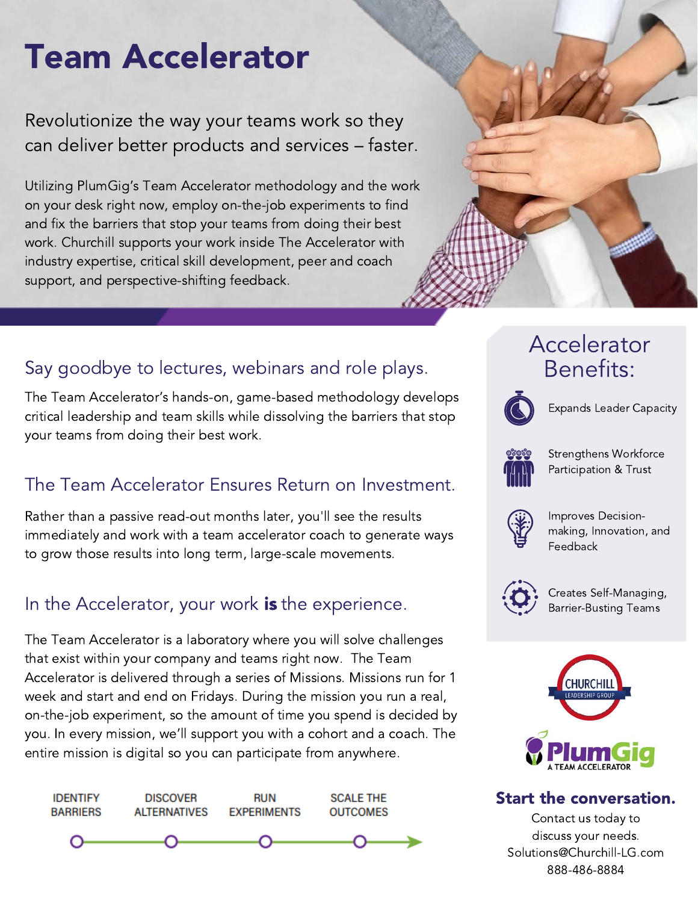# Team Accelerator

Revolutionize the way your teams work so they can deliver better products and services – faster.

Utilizing PlumGig's Team Accelerator methodology and the work on your desk right now, employ on-the-job experiments to find and fix the barriers that stop your teams from doing their best work. Churchill supports your work inside The Accelerator with industry expertise, critical skill development, peer and coach support, and perspective-shifting feedback.

## Say goodbye to lectures, webinars and role plays.

The Team Accelerator's hands-on, game-based methodology develops critical leadership and team skills while dissolving the barriers that stop your teams from doing their best work.

## The Team Accelerator Ensures Return on Investment.

Rather than a passive read-out months later, you'll see the results immediately and work with a team accelerator coach to generate ways to grow those results into long term, large-scale movements.

## In the Accelerator, your work **is** the experience.

The Team Accelerator is a laboratory where you will solve challenges that exist within your company and teams right now. The Team Accelerator is delivered through a series of Missions. Missions run for 1 week and start and end on Fridays. During the mission you run a real, on-the-job experiment, so the amount of time you spend is decided by you. In every mission, we'll support you with a cohort and a coach. The entire mission is digital so you can participate from anywhere.

IDENTIFY BARRIERS → DISCOVER ALTERNATIVES → RUN EXPERIMENTS → SCALE THE OUTCOMES

## Accelerator Benefits:

- Expands Leader Capacity
- Strengthens Workforce Participation & Trust
- Improves Decision-making, Innovation, and Feedback
- Creates Self-Managing, Barrier-Busting Teams

CHURCHILL LEADERSHIP GROUP

PlumGig A TEAM ACCELERATOR

### Start the conversation.

Contact us today to discuss your needs.
Solutions@Churchill-LG.com
888-486-8884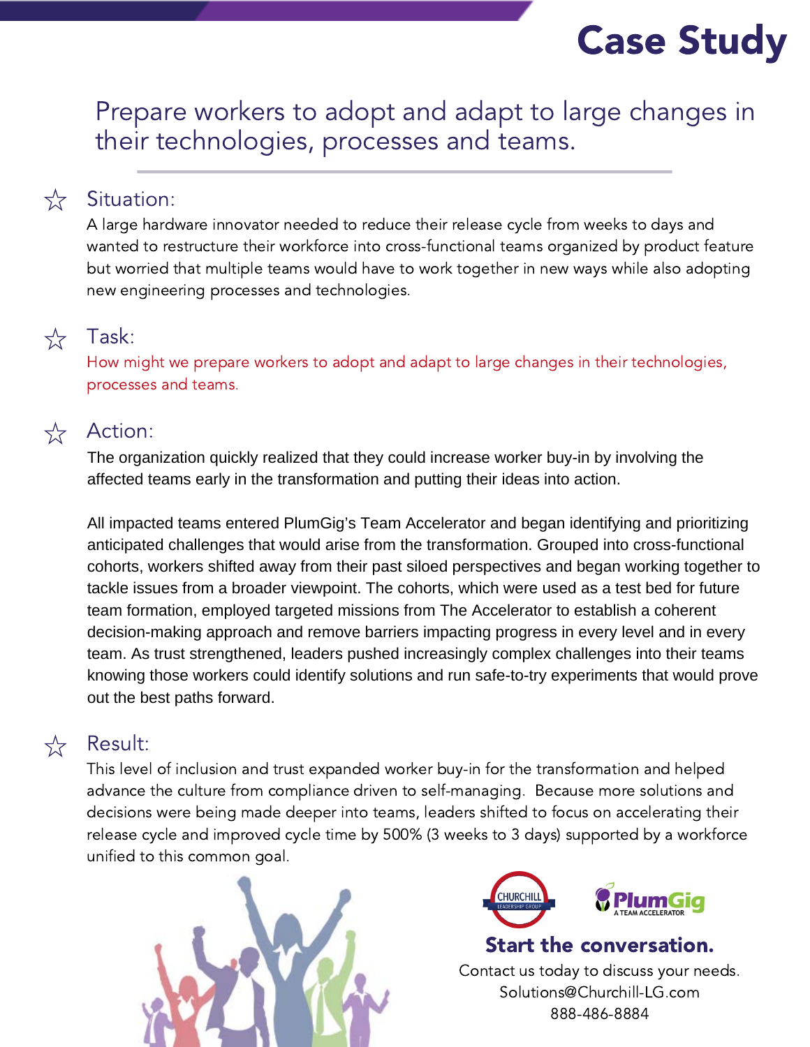# Case Study

## Prepare workers to adopt and adapt to large changes in their technologies, processes and teams.

### ☆ Situation:

A large hardware innovator needed to reduce their release cycle from weeks to days and wanted to restructure their workforce into cross-functional teams organized by product feature but worried that multiple teams would have to work together in new ways while also adopting new engineering processes and technologies.

### ☆ Task:

How might we prepare workers to adopt and adapt to large changes in their technologies, processes and teams.

### ☆ Action:

The organization quickly realized that they could increase worker buy-in by involving the affected teams early in the transformation and putting their ideas into action.

All impacted teams entered PlumGig's Team Accelerator and began identifying and prioritizing anticipated challenges that would arise from the transformation. Grouped into cross-functional cohorts, workers shifted away from their past siloed perspectives and began working together to tackle issues from a broader viewpoint. The cohorts, which were used as a test bed for future team formation, employed targeted missions from The Accelerator to establish a coherent decision-making approach and remove barriers impacting progress in every level and in every team. As trust strengthened, leaders pushed increasingly complex challenges into their teams knowing those workers could identify solutions and run safe-to-try experiments that would prove out the best paths forward.

### ☆ Result:

This level of inclusion and trust expanded worker buy-in for the transformation and helped advance the culture from compliance driven to self-managing. Because more solutions and decisions were being made deeper into teams, leaders shifted to focus on accelerating their release cycle and improved cycle time by 500% (3 weeks to 3 days) supported by a workforce unified to this common goal.

CHURCHILL LEADERSHIP GROUP

PlumGig A TEAM ACCELERATOR

**Start the conversation.**

Contact us today to discuss your needs.
Solutions@Churchill-LG.com
888-486-8884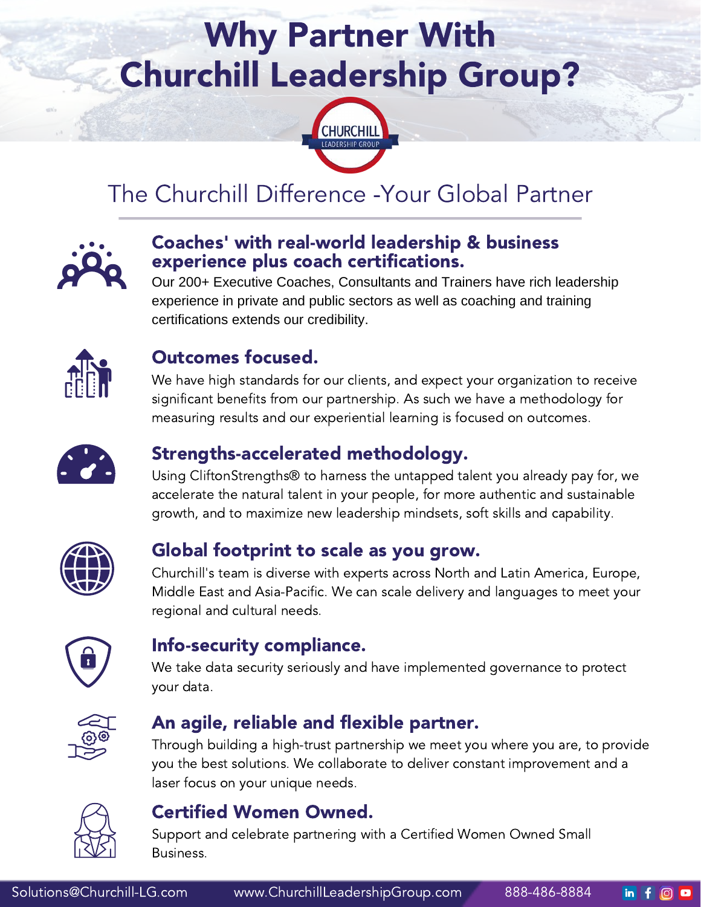# Why Partner With Churchill Leadership Group?

CHURCHILL
LEADERSHIP GROUP

## The Churchill Difference -Your Global Partner

### Coaches' with real-world leadership & business experience plus coach certifications.

Our 200+ Executive Coaches, Consultants and Trainers have rich leadership experience in private and public sectors as well as coaching and training certifications extends our credibility.

### Outcomes focused.

We have high standards for our clients, and expect your organization to receive significant benefits from our partnership. As such we have a methodology for measuring results and our experiential learning is focused on outcomes.

### Strengths-accelerated methodology.

Using CliftonStrengths® to harness the untapped talent you already pay for, we accelerate the natural talent in your people, for more authentic and sustainable growth, and to maximize new leadership mindsets, soft skills and capability.

### Global footprint to scale as you grow.

Churchill's team is diverse with experts across North and Latin America, Europe, Middle East and Asia-Pacific. We can scale delivery and languages to meet your regional and cultural needs.

### Info-security compliance.

We take data security seriously and have implemented governance to protect your data.

### An agile, reliable and flexible partner.

Through building a high-trust partnership we meet you where you are, to provide you the best solutions. We collaborate to deliver constant improvement and a laser focus on your unique needs.

### Certified Women Owned.

Support and celebrate partnering with a Certified Women Owned Small Business.

Solutions@Churchill-LG.com | www.ChurchillLeadershipGroup.com | 888-486-8884